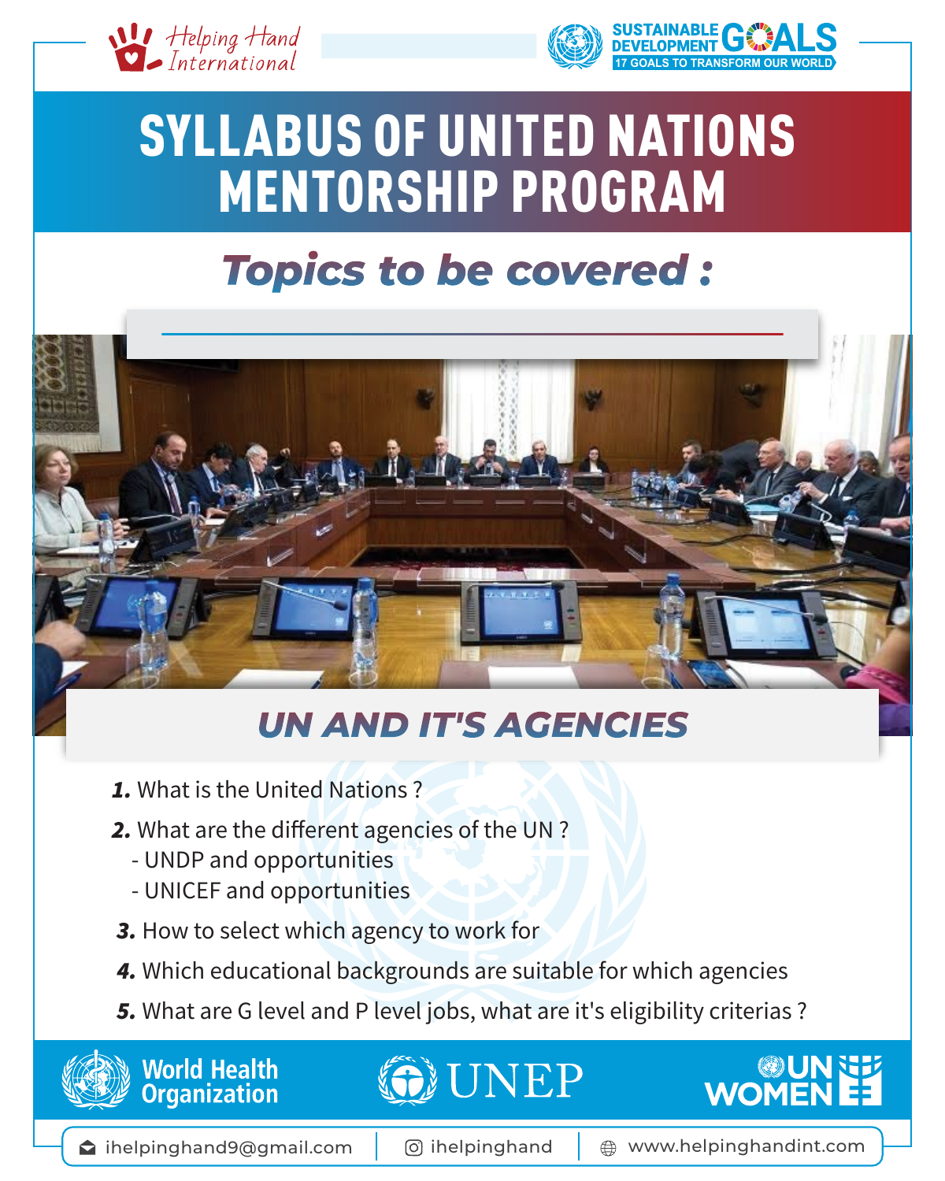Helping Hand International

SUSTAINABLE DEVELOPMENT GOALS
17 GOALS TO TRANSFORM OUR WORLD

# SYLLABUS OF UNITED NATIONS MENTORSHIP PROGRAM

## *Topics to be covered :*

### *UN AND IT'S AGENCIES*

1. What is the United Nations ?
2. What are the different agencies of the UN ?
   - UNDP and opportunities
   - UNICEF and opportunities
3. How to select which agency to work for
4. Which educational backgrounds are suitable for which agencies
5. What are G level and P level jobs, what are it's eligibility criterias ?

World Health Organization | UNEP | UN WOMEN

ihelpinghand9@gmail.com | ihelpinghand | www.helpinghandint.com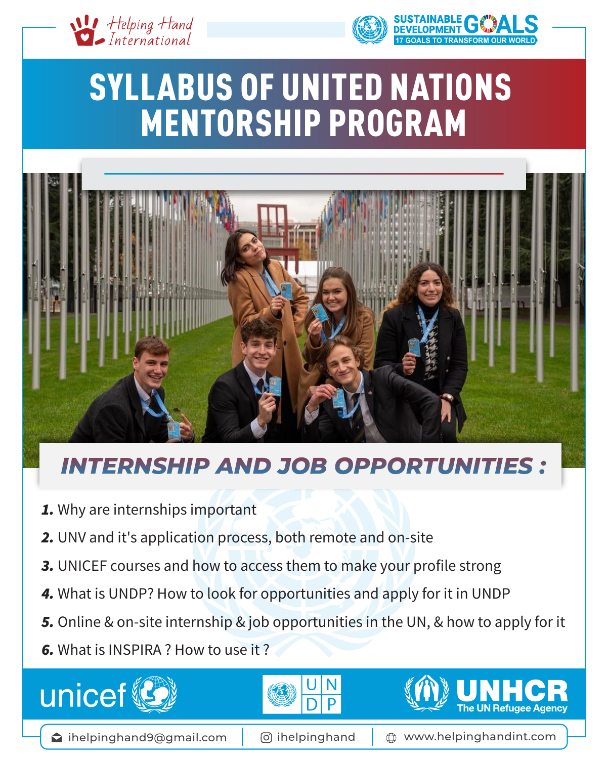Helping Hand International

SUSTAINABLE DEVELOPMENT GOALS
17 GOALS TO TRANSFORM OUR WORLD

# SYLLABUS OF UNITED NATIONS MENTORSHIP PROGRAM

## INTERNSHIP AND JOB OPPORTUNITIES :

1. Why are internships important
2. UNV and it's application process, both remote and on-site
3. UNICEF courses and how to access them to make your profile strong
4. What is UNDP? How to look for opportunities and apply for it in UNDP
5. Online & on-site internship & job opportunities in the UN, & how to apply for it
6. What is INSPIRA ? How to use it ?

unicef | UNDP | UNHCR The UN Refugee Agency

ihelpinghand9@gmail.com | ihelpinghand | www.helpinghandint.com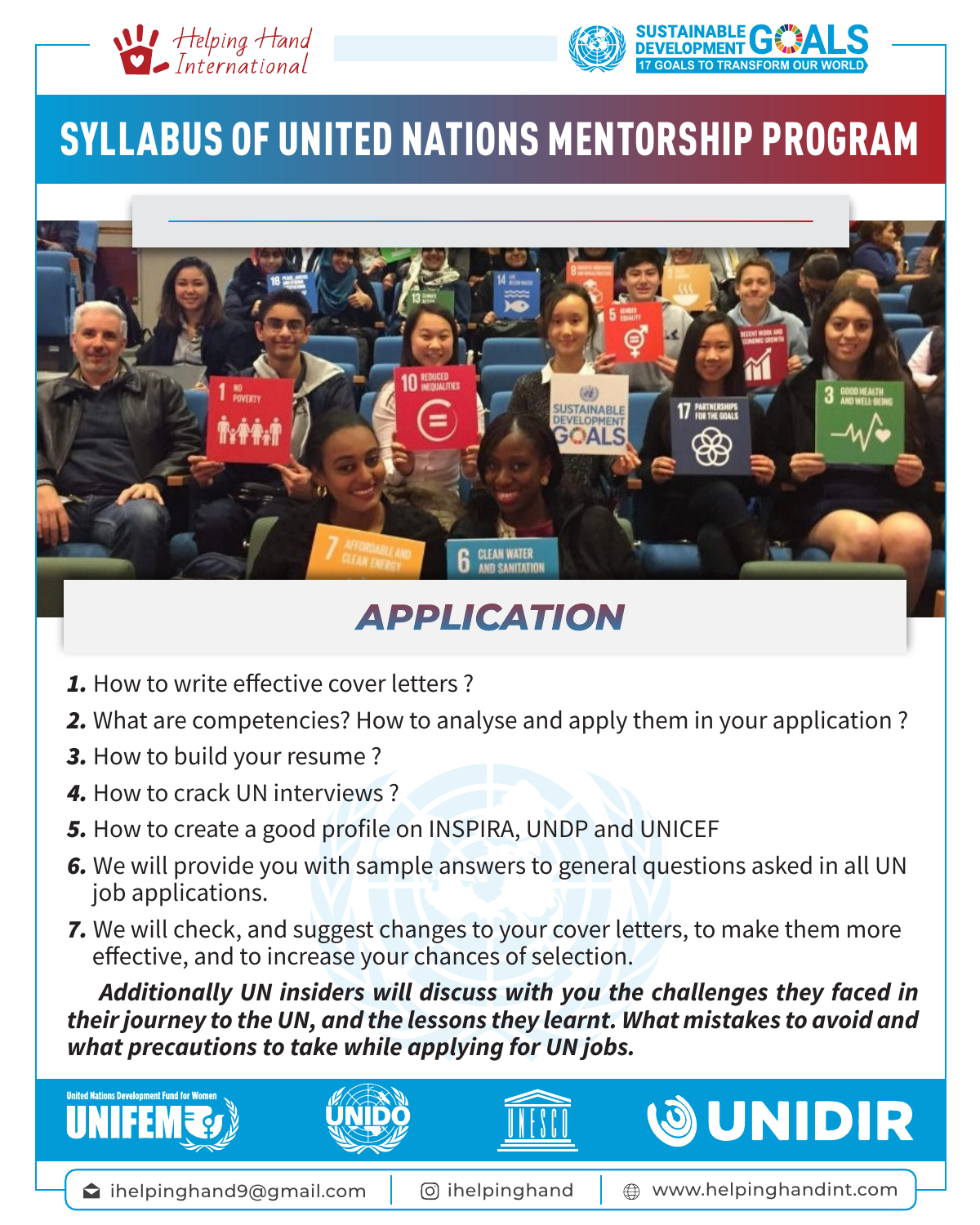# SYLLABUS OF UNITED NATIONS MENTORSHIP PROGRAM

## APPLICATION

1. How to write effective cover letters ?
2. What are competencies? How to analyse and apply them in your application ?
3. How to build your resume ?
4. How to crack UN interviews ?
5. How to create a good profile on INSPIRA, UNDP and UNICEF
6. We will provide you with sample answers to general questions asked in all UN job applications.
7. We will check, and suggest changes to your cover letters, to make them more effective, and to increase your chances of selection.

***Additionally UN insiders will discuss with you the challenges they faced in their journey to the UN, and the lessons they learnt. What mistakes to avoid and what precautions to take while applying for UN jobs.***

ihelpinghand9@gmail.com | ihelpinghand | www.helpinghandint.com